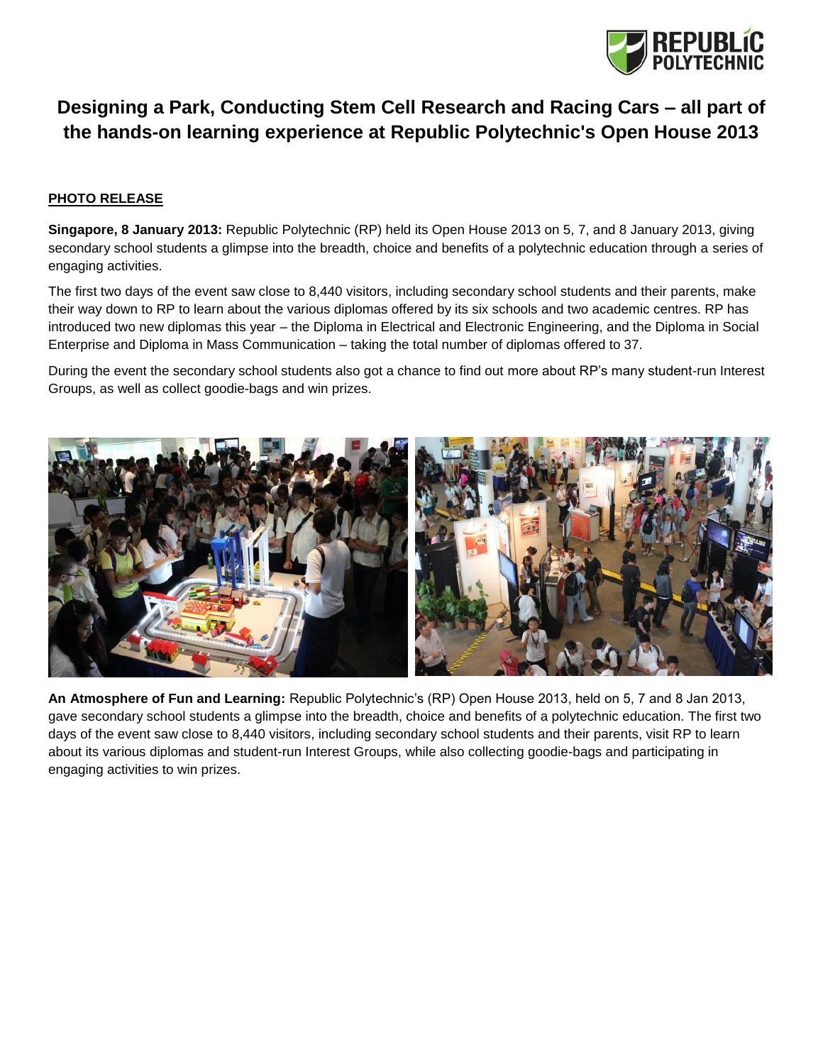# Designing a Park, Conducting Stem Cell Research and Racing Cars – all part of the hands-on learning experience at Republic Polytechnic's Open House 2013

**PHOTO RELEASE**

**Singapore, 8 January 2013:** Republic Polytechnic (RP) held its Open House 2013 on 5, 7, and 8 January 2013, giving secondary school students a glimpse into the breadth, choice and benefits of a polytechnic education through a series of engaging activities.

The first two days of the event saw close to 8,440 visitors, including secondary school students and their parents, make their way down to RP to learn about the various diplomas offered by its six schools and two academic centres. RP has introduced two new diplomas this year – the Diploma in Electrical and Electronic Engineering, and the Diploma in Social Enterprise and Diploma in Mass Communication – taking the total number of diplomas offered to 37.

During the event the secondary school students also got a chance to find out more about RP's many student-run Interest Groups, as well as collect goodie-bags and win prizes.

**An Atmosphere of Fun and Learning:** Republic Polytechnic's (RP) Open House 2013, held on 5, 7 and 8 Jan 2013, gave secondary school students a glimpse into the breadth, choice and benefits of a polytechnic education. The first two days of the event saw close to 8,440 visitors, including secondary school students and their parents, visit RP to learn about its various diplomas and student-run Interest Groups, while also collecting goodie-bags and participating in engaging activities to win prizes.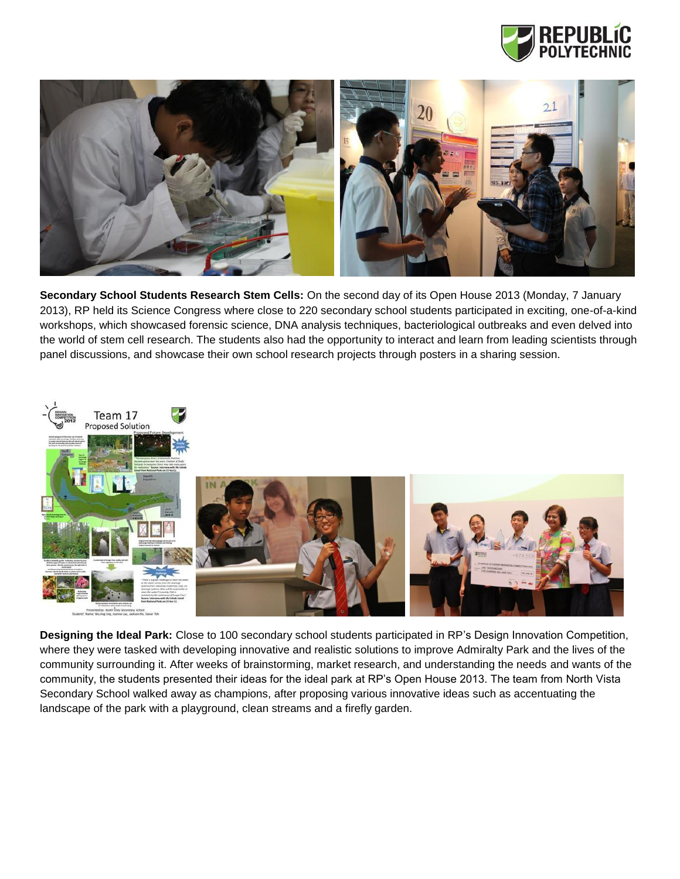**Secondary School Students Research Stem Cells:** On the second day of its Open House 2013 (Monday, 7 January 2013), RP held its Science Congress where close to 220 secondary school students participated in exciting, one-of-a-kind workshops, which showcased forensic science, DNA analysis techniques, bacteriological outbreaks and even delved into the world of stem cell research. The students also had the opportunity to interact and learn from leading scientists through panel discussions, and showcase their own school research projects through posters in a sharing session.

**Designing the Ideal Park:** Close to 100 secondary school students participated in RP's Design Innovation Competition, where they were tasked with developing innovative and realistic solutions to improve Admiralty Park and the lives of the community surrounding it. After weeks of brainstorming, market research, and understanding the needs and wants of the community, the students presented their ideas for the ideal park at RP's Open House 2013. The team from North Vista Secondary School walked away as champions, after proposing various innovative ideas such as accentuating the landscape of the park with a playground, clean streams and a firefly garden.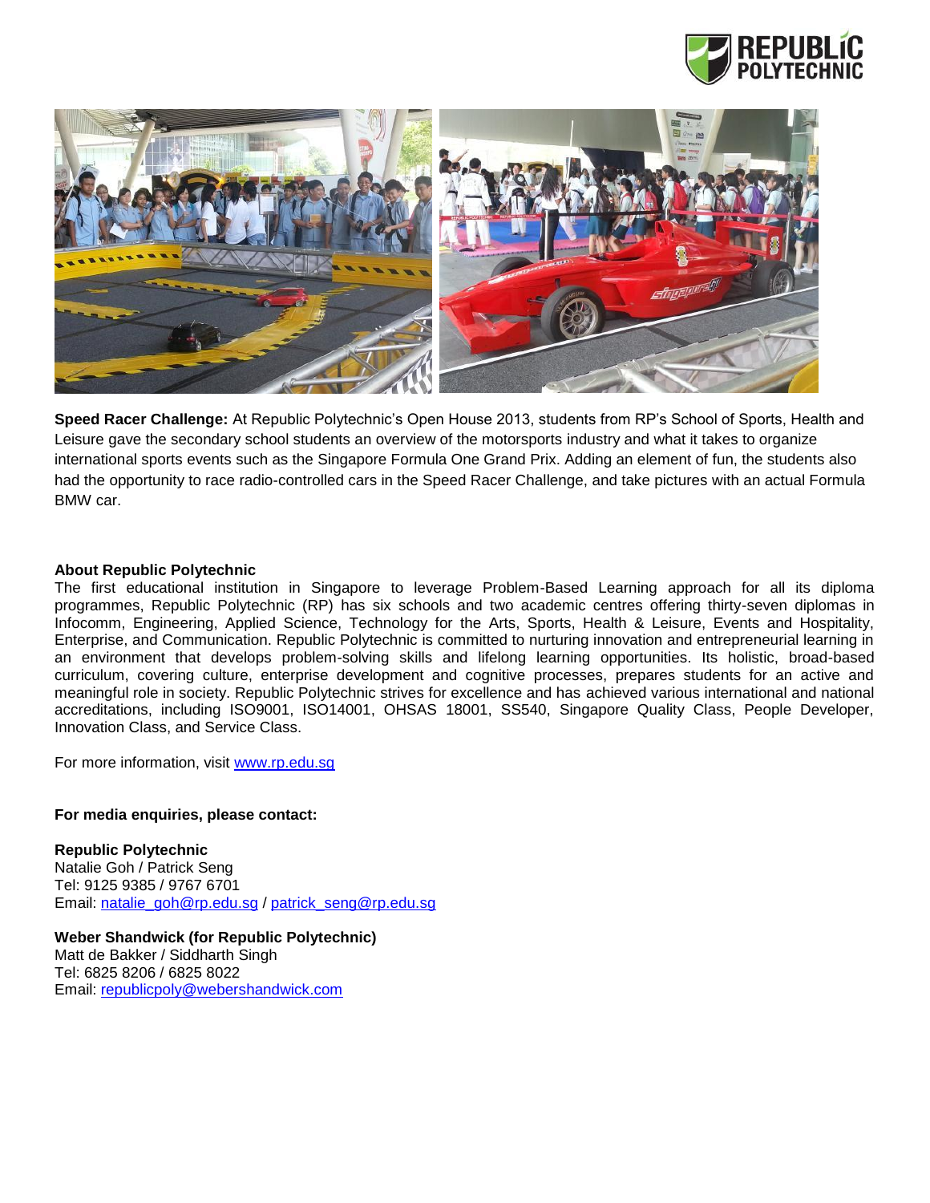**Speed Racer Challenge:** At Republic Polytechnic's Open House 2013, students from RP's School of Sports, Health and Leisure gave the secondary school students an overview of the motorsports industry and what it takes to organize international sports events such as the Singapore Formula One Grand Prix. Adding an element of fun, the students also had the opportunity to race radio-controlled cars in the Speed Racer Challenge, and take pictures with an actual Formula BMW car.

**About Republic Polytechnic**

The first educational institution in Singapore to leverage Problem-Based Learning approach for all its diploma programmes, Republic Polytechnic (RP) has six schools and two academic centres offering thirty-seven diplomas in Infocomm, Engineering, Applied Science, Technology for the Arts, Sports, Health & Leisure, Events and Hospitality, Enterprise, and Communication. Republic Polytechnic is committed to nurturing innovation and entrepreneurial learning in an environment that develops problem-solving skills and lifelong learning opportunities. Its holistic, broad-based curriculum, covering culture, enterprise development and cognitive processes, prepares students for an active and meaningful role in society. Republic Polytechnic strives for excellence and has achieved various international and national accreditations, including ISO9001, ISO14001, OHSAS 18001, SS540, Singapore Quality Class, People Developer, Innovation Class, and Service Class.

For more information, visit www.rp.edu.sg

**For media enquiries, please contact:**

**Republic Polytechnic**
Natalie Goh / Patrick Seng
Tel: 9125 9385 / 9767 6701
Email: natalie_goh@rp.edu.sg / patrick_seng@rp.edu.sg

**Weber Shandwick (for Republic Polytechnic)**
Matt de Bakker / Siddharth Singh
Tel: 6825 8206 / 6825 8022
Email: republicpoly@webershandwick.com